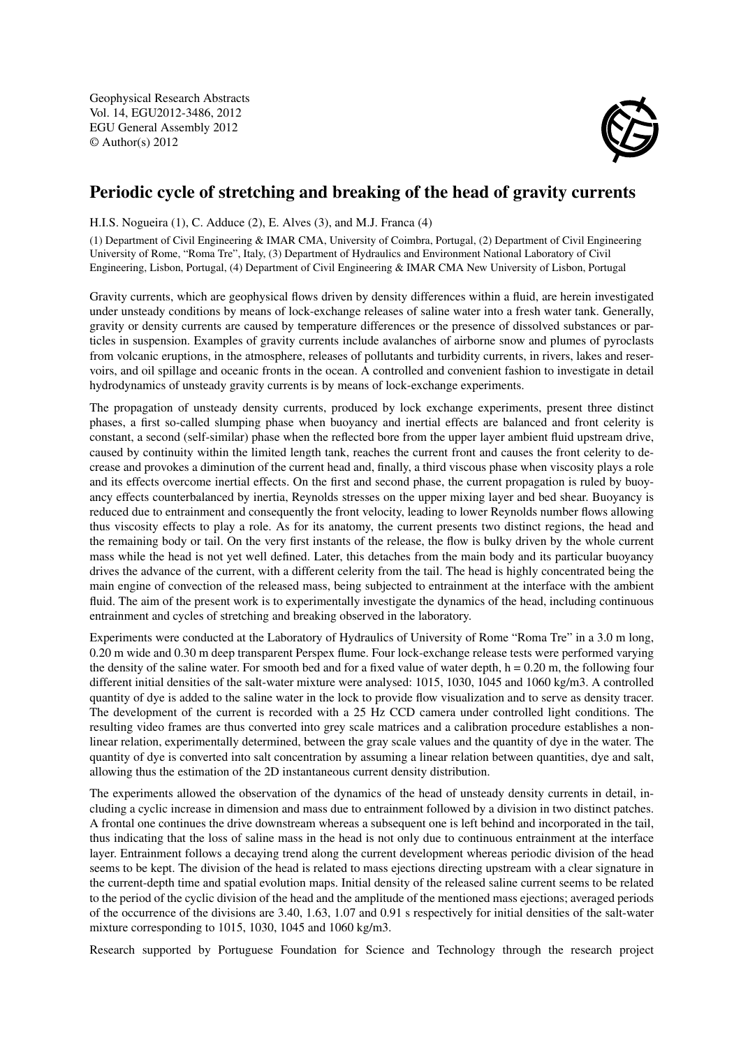Geophysical Research Abstracts
Vol. 14, EGU2012-3486, 2012
EGU General Assembly 2012
© Author(s) 2012

# Periodic cycle of stretching and breaking of the head of gravity currents

H.I.S. Nogueira (1), C. Adduce (2), E. Alves (3), and M.J. Franca (4)

(1) Department of Civil Engineering & IMAR CMA, University of Coimbra, Portugal, (2) Department of Civil Engineering University of Rome, "Roma Tre", Italy, (3) Department of Hydraulics and Environment National Laboratory of Civil Engineering, Lisbon, Portugal, (4) Department of Civil Engineering & IMAR CMA New University of Lisbon, Portugal

Gravity currents, which are geophysical flows driven by density differences within a fluid, are herein investigated under unsteady conditions by means of lock-exchange releases of saline water into a fresh water tank. Generally, gravity or density currents are caused by temperature differences or the presence of dissolved substances or particles in suspension. Examples of gravity currents include avalanches of airborne snow and plumes of pyroclasts from volcanic eruptions, in the atmosphere, releases of pollutants and turbidity currents, in rivers, lakes and reservoirs, and oil spillage and oceanic fronts in the ocean. A controlled and convenient fashion to investigate in detail hydrodynamics of unsteady gravity currents is by means of lock-exchange experiments.

The propagation of unsteady density currents, produced by lock exchange experiments, present three distinct phases, a first so-called slumping phase when buoyancy and inertial effects are balanced and front celerity is constant, a second (self-similar) phase when the reflected bore from the upper layer ambient fluid upstream drive, caused by continuity within the limited length tank, reaches the current front and causes the front celerity to decrease and provokes a diminution of the current head and, finally, a third viscous phase when viscosity plays a role and its effects overcome inertial effects. On the first and second phase, the current propagation is ruled by buoyancy effects counterbalanced by inertia, Reynolds stresses on the upper mixing layer and bed shear. Buoyancy is reduced due to entrainment and consequently the front velocity, leading to lower Reynolds number flows allowing thus viscosity effects to play a role. As for its anatomy, the current presents two distinct regions, the head and the remaining body or tail. On the very first instants of the release, the flow is bulky driven by the whole current mass while the head is not yet well defined. Later, this detaches from the main body and its particular buoyancy drives the advance of the current, with a different celerity from the tail. The head is highly concentrated being the main engine of convection of the released mass, being subjected to entrainment at the interface with the ambient fluid. The aim of the present work is to experimentally investigate the dynamics of the head, including continuous entrainment and cycles of stretching and breaking observed in the laboratory.

Experiments were conducted at the Laboratory of Hydraulics of University of Rome "Roma Tre" in a 3.0 m long, 0.20 m wide and 0.30 m deep transparent Perspex flume. Four lock-exchange release tests were performed varying the density of the saline water. For smooth bed and for a fixed value of water depth, h = 0.20 m, the following four different initial densities of the salt-water mixture were analysed: 1015, 1030, 1045 and 1060 kg/m3. A controlled quantity of dye is added to the saline water in the lock to provide flow visualization and to serve as density tracer. The development of the current is recorded with a 25 Hz CCD camera under controlled light conditions. The resulting video frames are thus converted into grey scale matrices and a calibration procedure establishes a non-linear relation, experimentally determined, between the gray scale values and the quantity of dye in the water. The quantity of dye is converted into salt concentration by assuming a linear relation between quantities, dye and salt, allowing thus the estimation of the 2D instantaneous current density distribution.

The experiments allowed the observation of the dynamics of the head of unsteady density currents in detail, including a cyclic increase in dimension and mass due to entrainment followed by a division in two distinct patches. A frontal one continues the drive downstream whereas a subsequent one is left behind and incorporated in the tail, thus indicating that the loss of saline mass in the head is not only due to continuous entrainment at the interface layer. Entrainment follows a decaying trend along the current development whereas periodic division of the head seems to be kept. The division of the head is related to mass ejections directing upstream with a clear signature in the current-depth time and spatial evolution maps. Initial density of the released saline current seems to be related to the period of the cyclic division of the head and the amplitude of the mentioned mass ejections; averaged periods of the occurrence of the divisions are 3.40, 1.63, 1.07 and 0.91 s respectively for initial densities of the salt-water mixture corresponding to 1015, 1030, 1045 and 1060 kg/m3.

Research supported by Portuguese Foundation for Science and Technology through the research project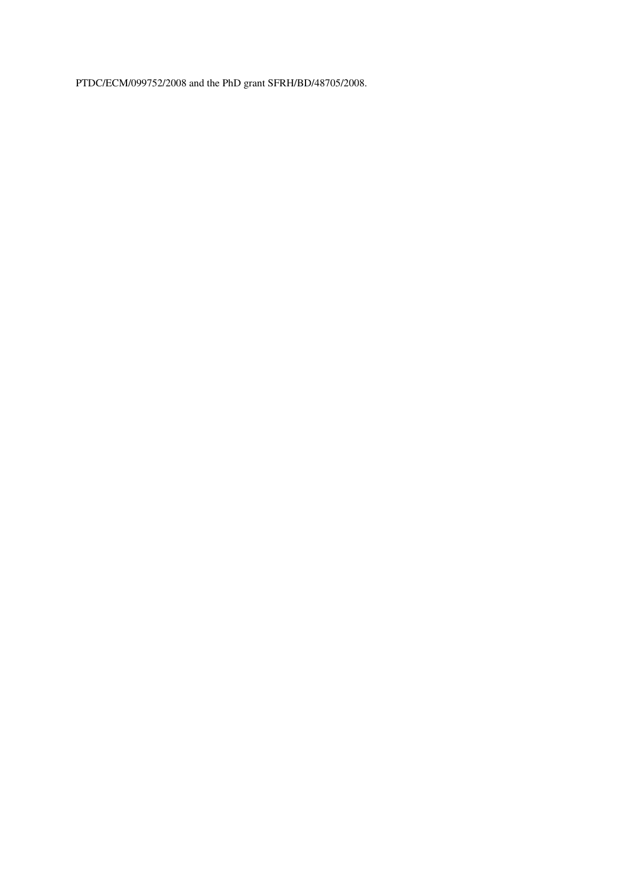PTDC/ECM/099752/2008 and the PhD grant SFRH/BD/48705/2008.